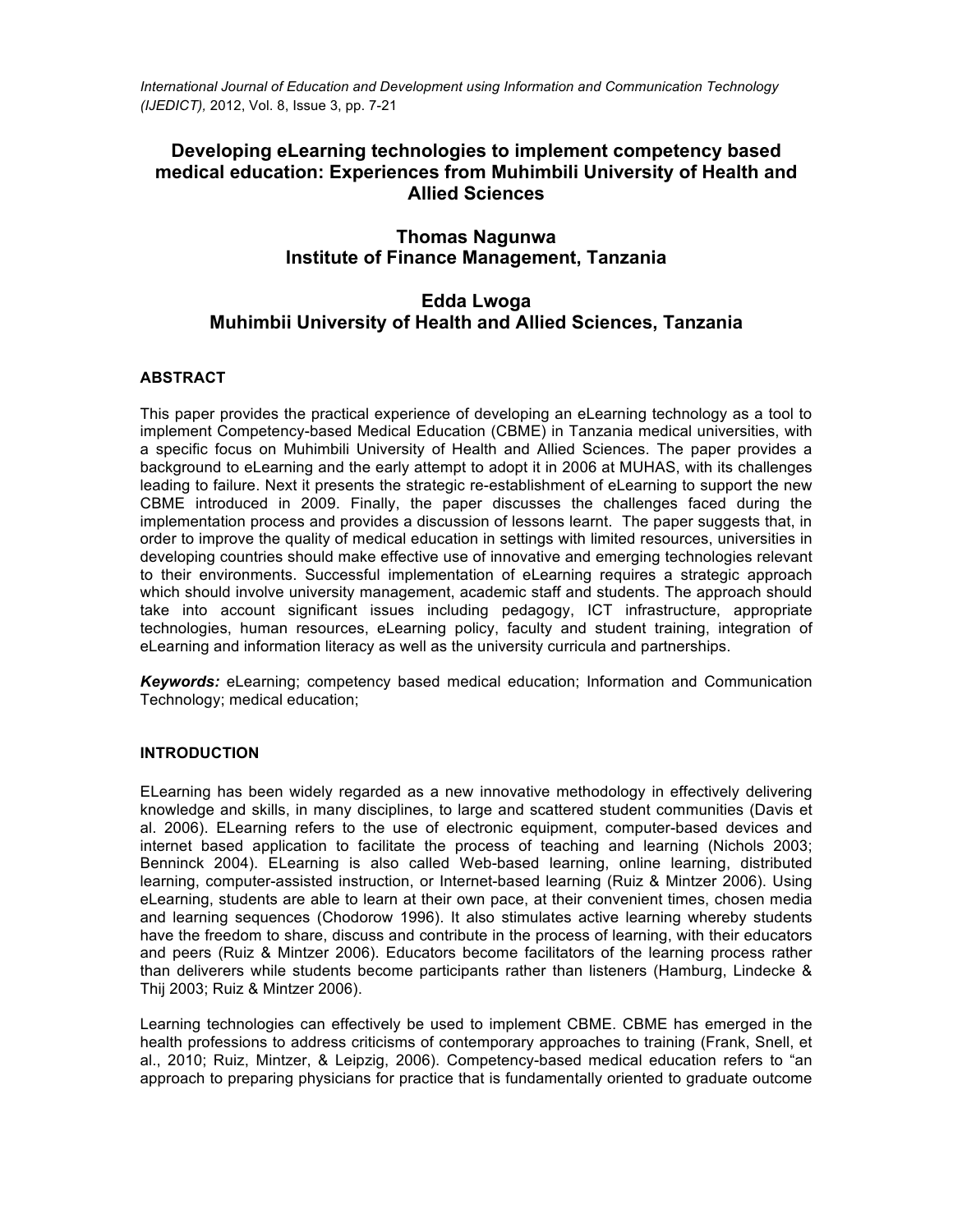# Developing eLearning technologies to implement competency based medical education: Experiences from Muhimbili University of Health and Allied Sciences

**Thomas Nagunwa**
**Institute of Finance Management, Tanzania**

**Edda Lwoga**
**Muhimbii University of Health and Allied Sciences, Tanzania**

## ABSTRACT

This paper provides the practical experience of developing an eLearning technology as a tool to implement Competency-based Medical Education (CBME) in Tanzania medical universities, with a specific focus on Muhimbili University of Health and Allied Sciences. The paper provides a background to eLearning and the early attempt to adopt it in 2006 at MUHAS, with its challenges leading to failure. Next it presents the strategic re-establishment of eLearning to support the new CBME introduced in 2009. Finally, the paper discusses the challenges faced during the implementation process and provides a discussion of lessons learnt. The paper suggests that, in order to improve the quality of medical education in settings with limited resources, universities in developing countries should make effective use of innovative and emerging technologies relevant to their environments. Successful implementation of eLearning requires a strategic approach which should involve university management, academic staff and students. The approach should take into account significant issues including pedagogy, ICT infrastructure, appropriate technologies, human resources, eLearning policy, faculty and student training, integration of eLearning and information literacy as well as the university curricula and partnerships.

***Keywords:*** eLearning; competency based medical education; Information and Communication Technology; medical education;

## INTRODUCTION

ELearning has been widely regarded as a new innovative methodology in effectively delivering knowledge and skills, in many disciplines, to large and scattered student communities (Davis et al. 2006). ELearning refers to the use of electronic equipment, computer-based devices and internet based application to facilitate the process of teaching and learning (Nichols 2003; Benninck 2004). ELearning is also called Web-based learning, online learning, distributed learning, computer-assisted instruction, or Internet-based learning (Ruiz & Mintzer 2006). Using eLearning, students are able to learn at their own pace, at their convenient times, chosen media and learning sequences (Chodorow 1996). It also stimulates active learning whereby students have the freedom to share, discuss and contribute in the process of learning, with their educators and peers (Ruiz & Mintzer 2006). Educators become facilitators of the learning process rather than deliverers while students become participants rather than listeners (Hamburg, Lindecke & Thij 2003; Ruiz & Mintzer 2006).

Learning technologies can effectively be used to implement CBME. CBME has emerged in the health professions to address criticisms of contemporary approaches to training (Frank, Snell, et al., 2010; Ruiz, Mintzer, & Leipzig, 2006). Competency-based medical education refers to "an approach to preparing physicians for practice that is fundamentally oriented to graduate outcome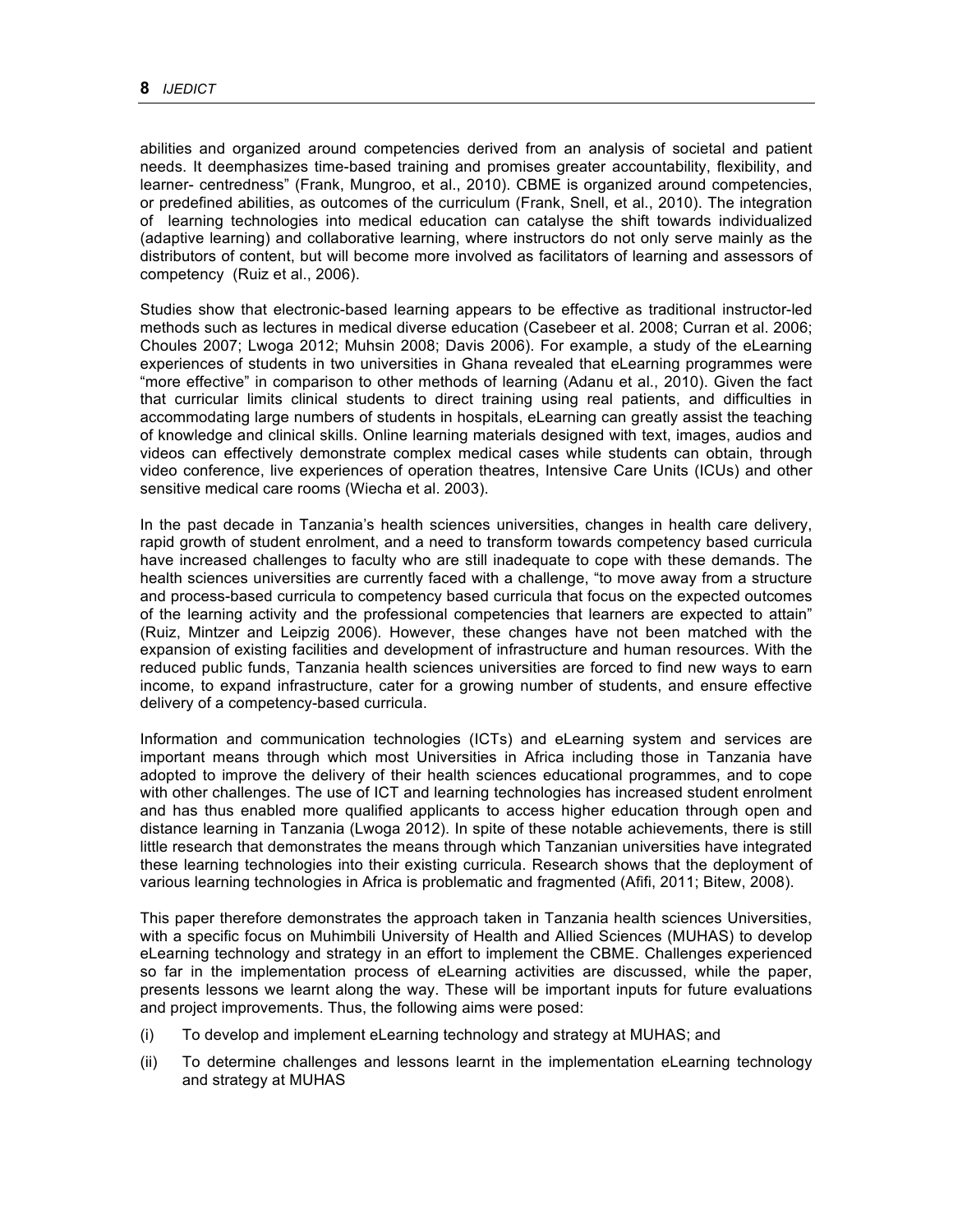abilities and organized around competencies derived from an analysis of societal and patient needs. It deemphasizes time-based training and promises greater accountability, flexibility, and learner- centredness" (Frank, Mungroo, et al., 2010). CBME is organized around competencies, or predefined abilities, as outcomes of the curriculum (Frank, Snell, et al., 2010). The integration of learning technologies into medical education can catalyse the shift towards individualized (adaptive learning) and collaborative learning, where instructors do not only serve mainly as the distributors of content, but will become more involved as facilitators of learning and assessors of competency (Ruiz et al., 2006).

Studies show that electronic-based learning appears to be effective as traditional instructor-led methods such as lectures in medical diverse education (Casebeer et al. 2008; Curran et al. 2006; Choules 2007; Lwoga 2012; Muhsin 2008; Davis 2006). For example, a study of the eLearning experiences of students in two universities in Ghana revealed that eLearning programmes were "more effective" in comparison to other methods of learning (Adanu et al., 2010). Given the fact that curricular limits clinical students to direct training using real patients, and difficulties in accommodating large numbers of students in hospitals, eLearning can greatly assist the teaching of knowledge and clinical skills. Online learning materials designed with text, images, audios and videos can effectively demonstrate complex medical cases while students can obtain, through video conference, live experiences of operation theatres, Intensive Care Units (ICUs) and other sensitive medical care rooms (Wiecha et al. 2003).

In the past decade in Tanzania's health sciences universities, changes in health care delivery, rapid growth of student enrolment, and a need to transform towards competency based curricula have increased challenges to faculty who are still inadequate to cope with these demands. The health sciences universities are currently faced with a challenge, "to move away from a structure and process-based curricula to competency based curricula that focus on the expected outcomes of the learning activity and the professional competencies that learners are expected to attain" (Ruiz, Mintzer and Leipzig 2006). However, these changes have not been matched with the expansion of existing facilities and development of infrastructure and human resources. With the reduced public funds, Tanzania health sciences universities are forced to find new ways to earn income, to expand infrastructure, cater for a growing number of students, and ensure effective delivery of a competency-based curricula.

Information and communication technologies (ICTs) and eLearning system and services are important means through which most Universities in Africa including those in Tanzania have adopted to improve the delivery of their health sciences educational programmes, and to cope with other challenges. The use of ICT and learning technologies has increased student enrolment and has thus enabled more qualified applicants to access higher education through open and distance learning in Tanzania (Lwoga 2012). In spite of these notable achievements, there is still little research that demonstrates the means through which Tanzanian universities have integrated these learning technologies into their existing curricula. Research shows that the deployment of various learning technologies in Africa is problematic and fragmented (Afifi, 2011; Bitew, 2008).

This paper therefore demonstrates the approach taken in Tanzania health sciences Universities, with a specific focus on Muhimbili University of Health and Allied Sciences (MUHAS) to develop eLearning technology and strategy in an effort to implement the CBME. Challenges experienced so far in the implementation process of eLearning activities are discussed, while the paper, presents lessons we learnt along the way. These will be important inputs for future evaluations and project improvements. Thus, the following aims were posed:

(i) To develop and implement eLearning technology and strategy at MUHAS; and

(ii) To determine challenges and lessons learnt in the implementation eLearning technology and strategy at MUHAS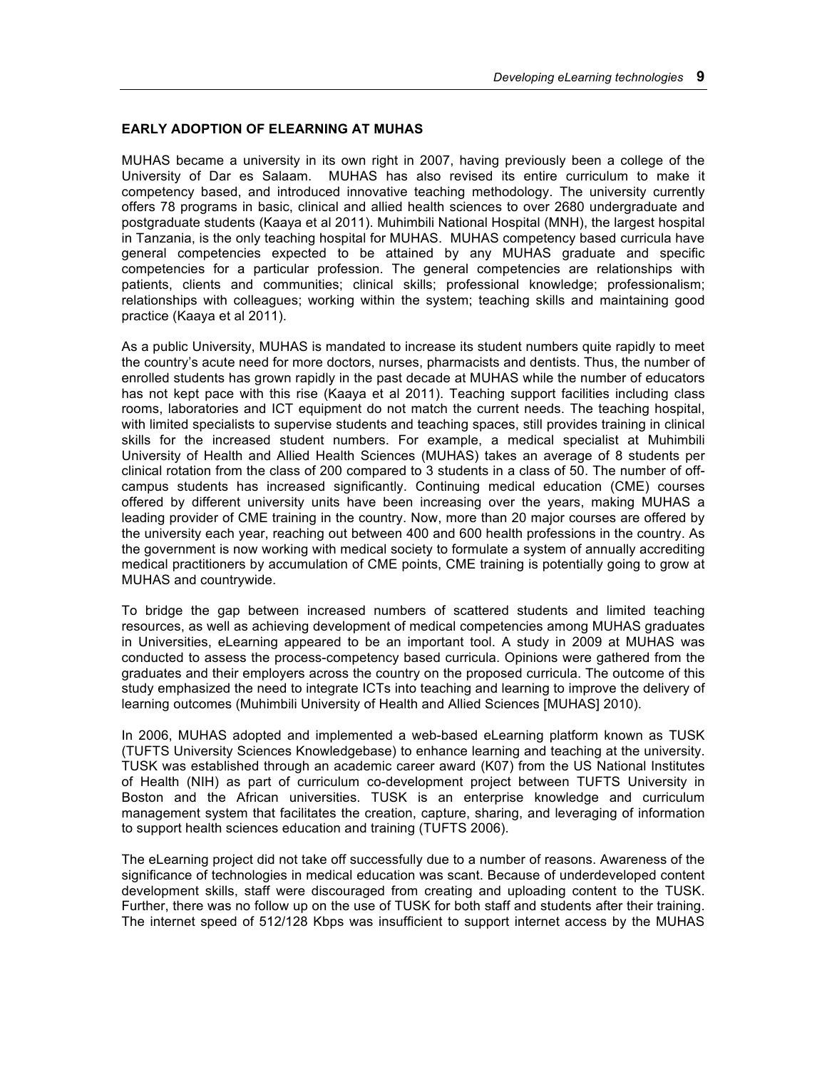### EARLY ADOPTION OF ELEARNING AT MUHAS

MUHAS became a university in its own right in 2007, having previously been a college of the University of Dar es Salaam. MUHAS has also revised its entire curriculum to make it competency based, and introduced innovative teaching methodology. The university currently offers 78 programs in basic, clinical and allied health sciences to over 2680 undergraduate and postgraduate students (Kaaya et al 2011). Muhimbili National Hospital (MNH), the largest hospital in Tanzania, is the only teaching hospital for MUHAS. MUHAS competency based curricula have general competencies expected to be attained by any MUHAS graduate and specific competencies for a particular profession. The general competencies are relationships with patients, clients and communities; clinical skills; professional knowledge; professionalism; relationships with colleagues; working within the system; teaching skills and maintaining good practice (Kaaya et al 2011).

As a public University, MUHAS is mandated to increase its student numbers quite rapidly to meet the country's acute need for more doctors, nurses, pharmacists and dentists. Thus, the number of enrolled students has grown rapidly in the past decade at MUHAS while the number of educators has not kept pace with this rise (Kaaya et al 2011). Teaching support facilities including class rooms, laboratories and ICT equipment do not match the current needs. The teaching hospital, with limited specialists to supervise students and teaching spaces, still provides training in clinical skills for the increased student numbers. For example, a medical specialist at Muhimbili University of Health and Allied Health Sciences (MUHAS) takes an average of 8 students per clinical rotation from the class of 200 compared to 3 students in a class of 50. The number of off-campus students has increased significantly. Continuing medical education (CME) courses offered by different university units have been increasing over the years, making MUHAS a leading provider of CME training in the country. Now, more than 20 major courses are offered by the university each year, reaching out between 400 and 600 health professions in the country. As the government is now working with medical society to formulate a system of annually accrediting medical practitioners by accumulation of CME points, CME training is potentially going to grow at MUHAS and countrywide.

To bridge the gap between increased numbers of scattered students and limited teaching resources, as well as achieving development of medical competencies among MUHAS graduates in Universities, eLearning appeared to be an important tool. A study in 2009 at MUHAS was conducted to assess the process-competency based curricula. Opinions were gathered from the graduates and their employers across the country on the proposed curricula. The outcome of this study emphasized the need to integrate ICTs into teaching and learning to improve the delivery of learning outcomes (Muhimbili University of Health and Allied Sciences [MUHAS] 2010).

In 2006, MUHAS adopted and implemented a web-based eLearning platform known as TUSK (TUFTS University Sciences Knowledgebase) to enhance learning and teaching at the university. TUSK was established through an academic career award (K07) from the US National Institutes of Health (NIH) as part of curriculum co-development project between TUFTS University in Boston and the African universities. TUSK is an enterprise knowledge and curriculum management system that facilitates the creation, capture, sharing, and leveraging of information to support health sciences education and training (TUFTS 2006).

The eLearning project did not take off successfully due to a number of reasons. Awareness of the significance of technologies in medical education was scant. Because of underdeveloped content development skills, staff were discouraged from creating and uploading content to the TUSK. Further, there was no follow up on the use of TUSK for both staff and students after their training. The internet speed of 512/128 Kbps was insufficient to support internet access by the MUHAS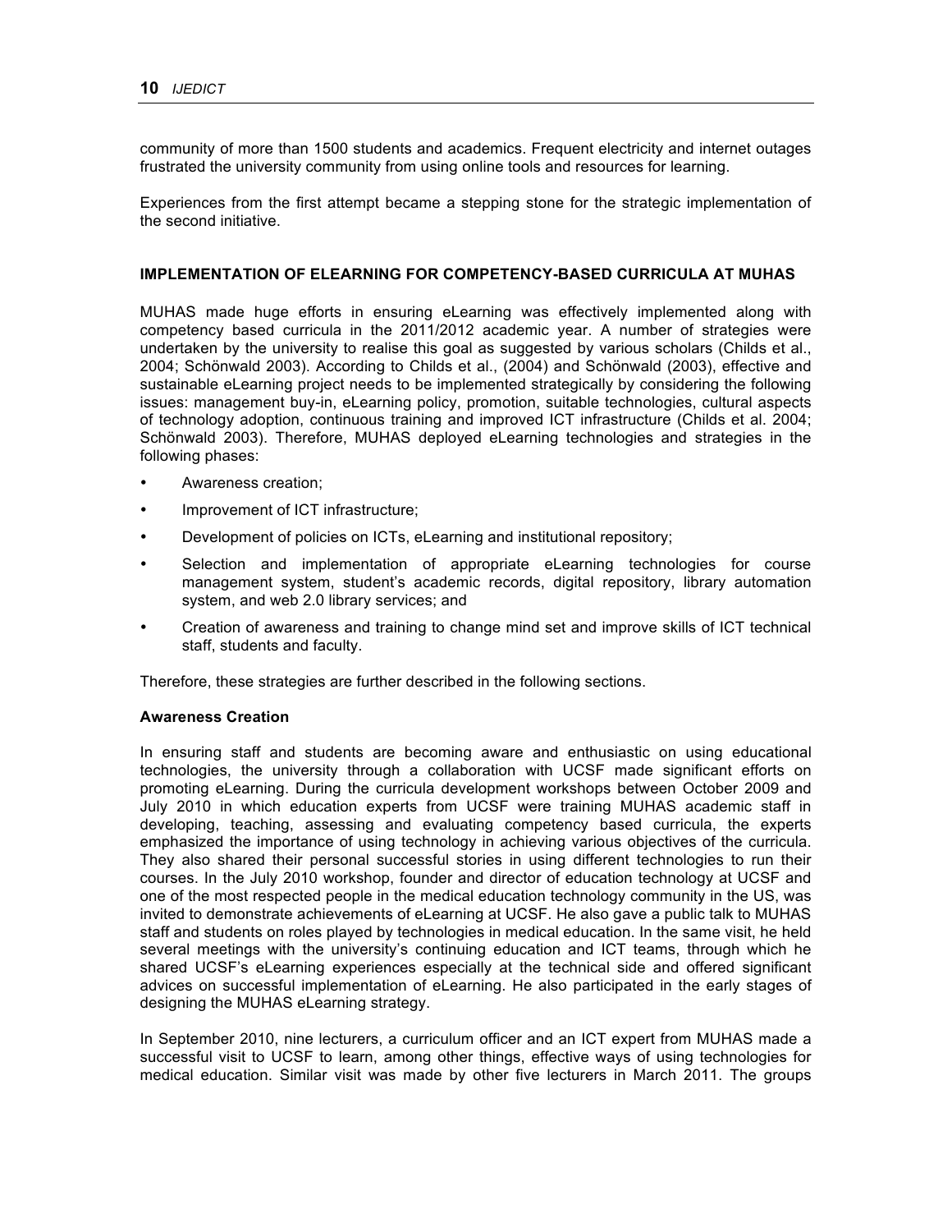community of more than 1500 students and academics. Frequent electricity and internet outages frustrated the university community from using online tools and resources for learning.

Experiences from the first attempt became a stepping stone for the strategic implementation of the second initiative.

## IMPLEMENTATION OF ELEARNING FOR COMPETENCY-BASED CURRICULA AT MUHAS

MUHAS made huge efforts in ensuring eLearning was effectively implemented along with competency based curricula in the 2011/2012 academic year. A number of strategies were undertaken by the university to realise this goal as suggested by various scholars (Childs et al., 2004; Schönwald 2003). According to Childs et al., (2004) and Schönwald (2003), effective and sustainable eLearning project needs to be implemented strategically by considering the following issues: management buy-in, eLearning policy, promotion, suitable technologies, cultural aspects of technology adoption, continuous training and improved ICT infrastructure (Childs et al. 2004; Schönwald 2003). Therefore, MUHAS deployed eLearning technologies and strategies in the following phases:

- Awareness creation;
- Improvement of ICT infrastructure;
- Development of policies on ICTs, eLearning and institutional repository;
- Selection and implementation of appropriate eLearning technologies for course management system, student's academic records, digital repository, library automation system, and web 2.0 library services; and
- Creation of awareness and training to change mind set and improve skills of ICT technical staff, students and faculty.

Therefore, these strategies are further described in the following sections.

### Awareness Creation

In ensuring staff and students are becoming aware and enthusiastic on using educational technologies, the university through a collaboration with UCSF made significant efforts on promoting eLearning. During the curricula development workshops between October 2009 and July 2010 in which education experts from UCSF were training MUHAS academic staff in developing, teaching, assessing and evaluating competency based curricula, the experts emphasized the importance of using technology in achieving various objectives of the curricula. They also shared their personal successful stories in using different technologies to run their courses. In the July 2010 workshop, founder and director of education technology at UCSF and one of the most respected people in the medical education technology community in the US, was invited to demonstrate achievements of eLearning at UCSF. He also gave a public talk to MUHAS staff and students on roles played by technologies in medical education. In the same visit, he held several meetings with the university's continuing education and ICT teams, through which he shared UCSF's eLearning experiences especially at the technical side and offered significant advices on successful implementation of eLearning. He also participated in the early stages of designing the MUHAS eLearning strategy.

In September 2010, nine lecturers, a curriculum officer and an ICT expert from MUHAS made a successful visit to UCSF to learn, among other things, effective ways of using technologies for medical education. Similar visit was made by other five lecturers in March 2011. The groups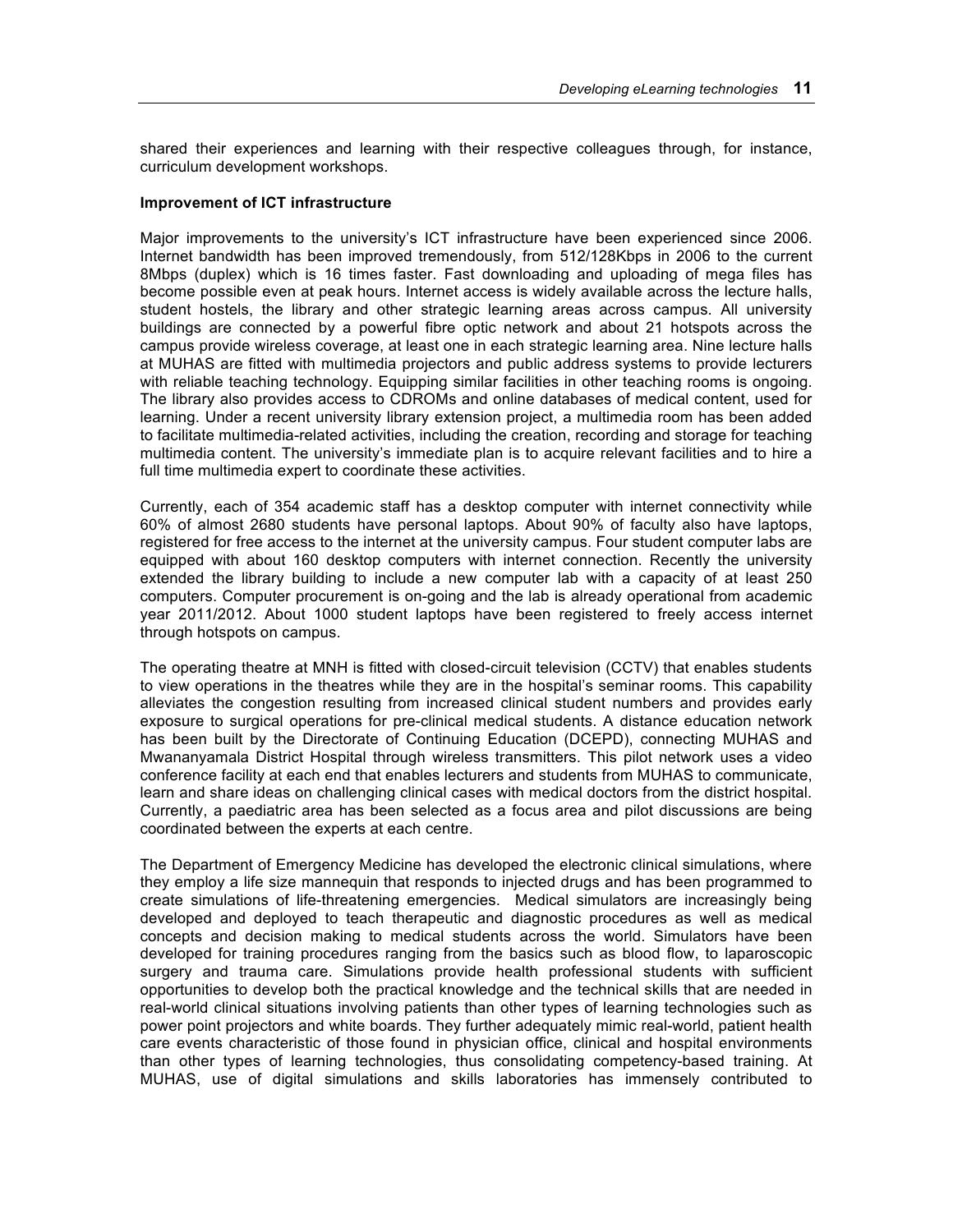shared their experiences and learning with their respective colleagues through, for instance, curriculum development workshops.

**Improvement of ICT infrastructure**

Major improvements to the university's ICT infrastructure have been experienced since 2006. Internet bandwidth has been improved tremendously, from 512/128Kbps in 2006 to the current 8Mbps (duplex) which is 16 times faster. Fast downloading and uploading of mega files has become possible even at peak hours. Internet access is widely available across the lecture halls, student hostels, the library and other strategic learning areas across campus. All university buildings are connected by a powerful fibre optic network and about 21 hotspots across the campus provide wireless coverage, at least one in each strategic learning area. Nine lecture halls at MUHAS are fitted with multimedia projectors and public address systems to provide lecturers with reliable teaching technology. Equipping similar facilities in other teaching rooms is ongoing. The library also provides access to CDROMs and online databases of medical content, used for learning. Under a recent university library extension project, a multimedia room has been added to facilitate multimedia-related activities, including the creation, recording and storage for teaching multimedia content. The university's immediate plan is to acquire relevant facilities and to hire a full time multimedia expert to coordinate these activities.

Currently, each of 354 academic staff has a desktop computer with internet connectivity while 60% of almost 2680 students have personal laptops. About 90% of faculty also have laptops, registered for free access to the internet at the university campus. Four student computer labs are equipped with about 160 desktop computers with internet connection. Recently the university extended the library building to include a new computer lab with a capacity of at least 250 computers. Computer procurement is on-going and the lab is already operational from academic year 2011/2012. About 1000 student laptops have been registered to freely access internet through hotspots on campus.

The operating theatre at MNH is fitted with closed-circuit television (CCTV) that enables students to view operations in the theatres while they are in the hospital's seminar rooms. This capability alleviates the congestion resulting from increased clinical student numbers and provides early exposure to surgical operations for pre-clinical medical students. A distance education network has been built by the Directorate of Continuing Education (DCEPD), connecting MUHAS and Mwananyamala District Hospital through wireless transmitters. This pilot network uses a video conference facility at each end that enables lecturers and students from MUHAS to communicate, learn and share ideas on challenging clinical cases with medical doctors from the district hospital. Currently, a paediatric area has been selected as a focus area and pilot discussions are being coordinated between the experts at each centre.

The Department of Emergency Medicine has developed the electronic clinical simulations, where they employ a life size mannequin that responds to injected drugs and has been programmed to create simulations of life-threatening emergencies. Medical simulators are increasingly being developed and deployed to teach therapeutic and diagnostic procedures as well as medical concepts and decision making to medical students across the world. Simulators have been developed for training procedures ranging from the basics such as blood flow, to laparoscopic surgery and trauma care. Simulations provide health professional students with sufficient opportunities to develop both the practical knowledge and the technical skills that are needed in real-world clinical situations involving patients than other types of learning technologies such as power point projectors and white boards. They further adequately mimic real-world, patient health care events characteristic of those found in physician office, clinical and hospital environments than other types of learning technologies, thus consolidating competency-based training. At MUHAS, use of digital simulations and skills laboratories has immensely contributed to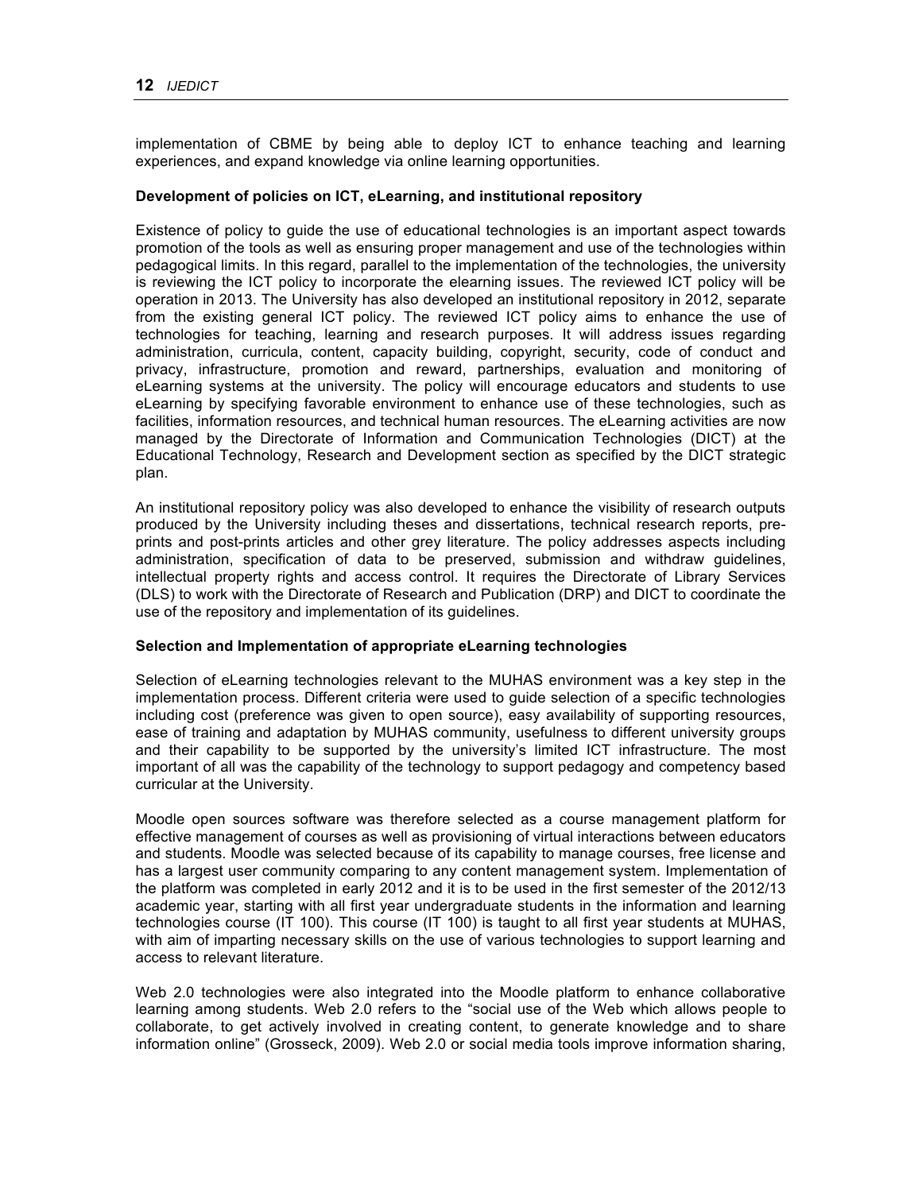implementation of CBME by being able to deploy ICT to enhance teaching and learning experiences, and expand knowledge via online learning opportunities.

**Development of policies on ICT, eLearning, and institutional repository**

Existence of policy to guide the use of educational technologies is an important aspect towards promotion of the tools as well as ensuring proper management and use of the technologies within pedagogical limits. In this regard, parallel to the implementation of the technologies, the university is reviewing the ICT policy to incorporate the elearning issues. The reviewed ICT policy will be operation in 2013. The University has also developed an institutional repository in 2012, separate from the existing general ICT policy. The reviewed ICT policy aims to enhance the use of technologies for teaching, learning and research purposes. It will address issues regarding administration, curricula, content, capacity building, copyright, security, code of conduct and privacy, infrastructure, promotion and reward, partnerships, evaluation and monitoring of eLearning systems at the university. The policy will encourage educators and students to use eLearning by specifying favorable environment to enhance use of these technologies, such as facilities, information resources, and technical human resources. The eLearning activities are now managed by the Directorate of Information and Communication Technologies (DICT) at the Educational Technology, Research and Development section as specified by the DICT strategic plan.

An institutional repository policy was also developed to enhance the visibility of research outputs produced by the University including theses and dissertations, technical research reports, pre-prints and post-prints articles and other grey literature. The policy addresses aspects including administration, specification of data to be preserved, submission and withdraw guidelines, intellectual property rights and access control. It requires the Directorate of Library Services (DLS) to work with the Directorate of Research and Publication (DRP) and DICT to coordinate the use of the repository and implementation of its guidelines.

**Selection and Implementation of appropriate eLearning technologies**

Selection of eLearning technologies relevant to the MUHAS environment was a key step in the implementation process. Different criteria were used to guide selection of a specific technologies including cost (preference was given to open source), easy availability of supporting resources, ease of training and adaptation by MUHAS community, usefulness to different university groups and their capability to be supported by the university's limited ICT infrastructure. The most important of all was the capability of the technology to support pedagogy and competency based curricular at the University.

Moodle open sources software was therefore selected as a course management platform for effective management of courses as well as provisioning of virtual interactions between educators and students. Moodle was selected because of its capability to manage courses, free license and has a largest user community comparing to any content management system. Implementation of the platform was completed in early 2012 and it is to be used in the first semester of the 2012/13 academic year, starting with all first year undergraduate students in the information and learning technologies course (IT 100). This course (IT 100) is taught to all first year students at MUHAS, with aim of imparting necessary skills on the use of various technologies to support learning and access to relevant literature.

Web 2.0 technologies were also integrated into the Moodle platform to enhance collaborative learning among students. Web 2.0 refers to the "social use of the Web which allows people to collaborate, to get actively involved in creating content, to generate knowledge and to share information online" (Grosseck, 2009). Web 2.0 or social media tools improve information sharing,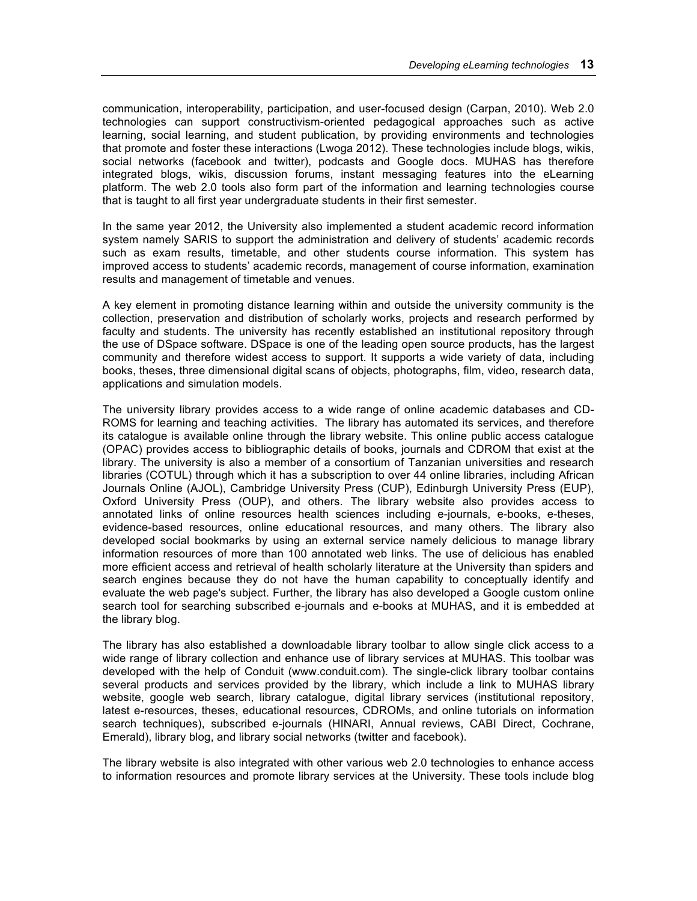communication, interoperability, participation, and user-focused design (Carpan, 2010). Web 2.0 technologies can support constructivism-oriented pedagogical approaches such as active learning, social learning, and student publication, by providing environments and technologies that promote and foster these interactions (Lwoga 2012). These technologies include blogs, wikis, social networks (facebook and twitter), podcasts and Google docs. MUHAS has therefore integrated blogs, wikis, discussion forums, instant messaging features into the eLearning platform. The web 2.0 tools also form part of the information and learning technologies course that is taught to all first year undergraduate students in their first semester.

In the same year 2012, the University also implemented a student academic record information system namely SARIS to support the administration and delivery of students' academic records such as exam results, timetable, and other students course information. This system has improved access to students' academic records, management of course information, examination results and management of timetable and venues.

A key element in promoting distance learning within and outside the university community is the collection, preservation and distribution of scholarly works, projects and research performed by faculty and students. The university has recently established an institutional repository through the use of DSpace software. DSpace is one of the leading open source products, has the largest community and therefore widest access to support. It supports a wide variety of data, including books, theses, three dimensional digital scans of objects, photographs, film, video, research data, applications and simulation models.

The university library provides access to a wide range of online academic databases and CD-ROMS for learning and teaching activities. The library has automated its services, and therefore its catalogue is available online through the library website. This online public access catalogue (OPAC) provides access to bibliographic details of books, journals and CDROM that exist at the library. The university is also a member of a consortium of Tanzanian universities and research libraries (COTUL) through which it has a subscription to over 44 online libraries, including African Journals Online (AJOL), Cambridge University Press (CUP), Edinburgh University Press (EUP), Oxford University Press (OUP), and others. The library website also provides access to annotated links of online resources health sciences including e-journals, e-books, e-theses, evidence-based resources, online educational resources, and many others. The library also developed social bookmarks by using an external service namely delicious to manage library information resources of more than 100 annotated web links. The use of delicious has enabled more efficient access and retrieval of health scholarly literature at the University than spiders and search engines because they do not have the human capability to conceptually identify and evaluate the web page's subject. Further, the library has also developed a Google custom online search tool for searching subscribed e-journals and e-books at MUHAS, and it is embedded at the library blog.

The library has also established a downloadable library toolbar to allow single click access to a wide range of library collection and enhance use of library services at MUHAS. This toolbar was developed with the help of Conduit (www.conduit.com). The single-click library toolbar contains several products and services provided by the library, which include a link to MUHAS library website, google web search, library catalogue, digital library services (institutional repository, latest e-resources, theses, educational resources, CDROMs, and online tutorials on information search techniques), subscribed e-journals (HINARI, Annual reviews, CABI Direct, Cochrane, Emerald), library blog, and library social networks (twitter and facebook).

The library website is also integrated with other various web 2.0 technologies to enhance access to information resources and promote library services at the University. These tools include blog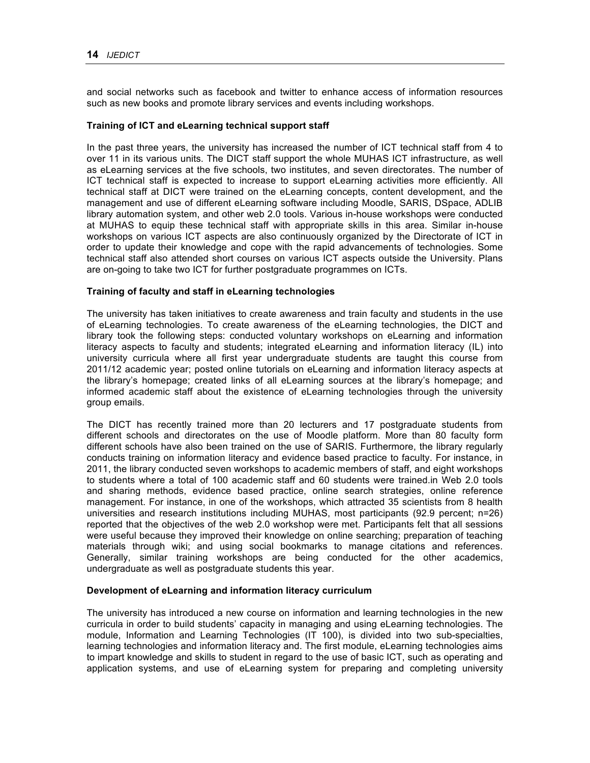and social networks such as facebook and twitter to enhance access of information resources such as new books and promote library services and events including workshops.

**Training of ICT and eLearning technical support staff**

In the past three years, the university has increased the number of ICT technical staff from 4 to over 11 in its various units. The DICT staff support the whole MUHAS ICT infrastructure, as well as eLearning services at the five schools, two institutes, and seven directorates. The number of ICT technical staff is expected to increase to support eLearning activities more efficiently. All technical staff at DICT were trained on the eLearning concepts, content development, and the management and use of different eLearning software including Moodle, SARIS, DSpace, ADLIB library automation system, and other web 2.0 tools. Various in-house workshops were conducted at MUHAS to equip these technical staff with appropriate skills in this area. Similar in-house workshops on various ICT aspects are also continuously organized by the Directorate of ICT in order to update their knowledge and cope with the rapid advancements of technologies. Some technical staff also attended short courses on various ICT aspects outside the University. Plans are on-going to take two ICT for further postgraduate programmes on ICTs.

**Training of faculty and staff in eLearning technologies**

The university has taken initiatives to create awareness and train faculty and students in the use of eLearning technologies. To create awareness of the eLearning technologies, the DICT and library took the following steps: conducted voluntary workshops on eLearning and information literacy aspects to faculty and students; integrated eLearning and information literacy (IL) into university curricula where all first year undergraduate students are taught this course from 2011/12 academic year; posted online tutorials on eLearning and information literacy aspects at the library's homepage; created links of all eLearning sources at the library's homepage; and informed academic staff about the existence of eLearning technologies through the university group emails.

The DICT has recently trained more than 20 lecturers and 17 postgraduate students from different schools and directorates on the use of Moodle platform. More than 80 faculty form different schools have also been trained on the use of SARIS. Furthermore, the library regularly conducts training on information literacy and evidence based practice to faculty. For instance, in 2011, the library conducted seven workshops to academic members of staff, and eight workshops to students where a total of 100 academic staff and 60 students were trained.in Web 2.0 tools and sharing methods, evidence based practice, online search strategies, online reference management. For instance, in one of the workshops, which attracted 35 scientists from 8 health universities and research institutions including MUHAS, most participants (92.9 percent; n=26) reported that the objectives of the web 2.0 workshop were met. Participants felt that all sessions were useful because they improved their knowledge on online searching; preparation of teaching materials through wiki; and using social bookmarks to manage citations and references. Generally, similar training workshops are being conducted for the other academics, undergraduate as well as postgraduate students this year.

**Development of eLearning and information literacy curriculum**

The university has introduced a new course on information and learning technologies in the new curricula in order to build students' capacity in managing and using eLearning technologies. The module, Information and Learning Technologies (IT 100), is divided into two sub-specialties, learning technologies and information literacy and. The first module, eLearning technologies aims to impart knowledge and skills to student in regard to the use of basic ICT, such as operating and application systems, and use of eLearning system for preparing and completing university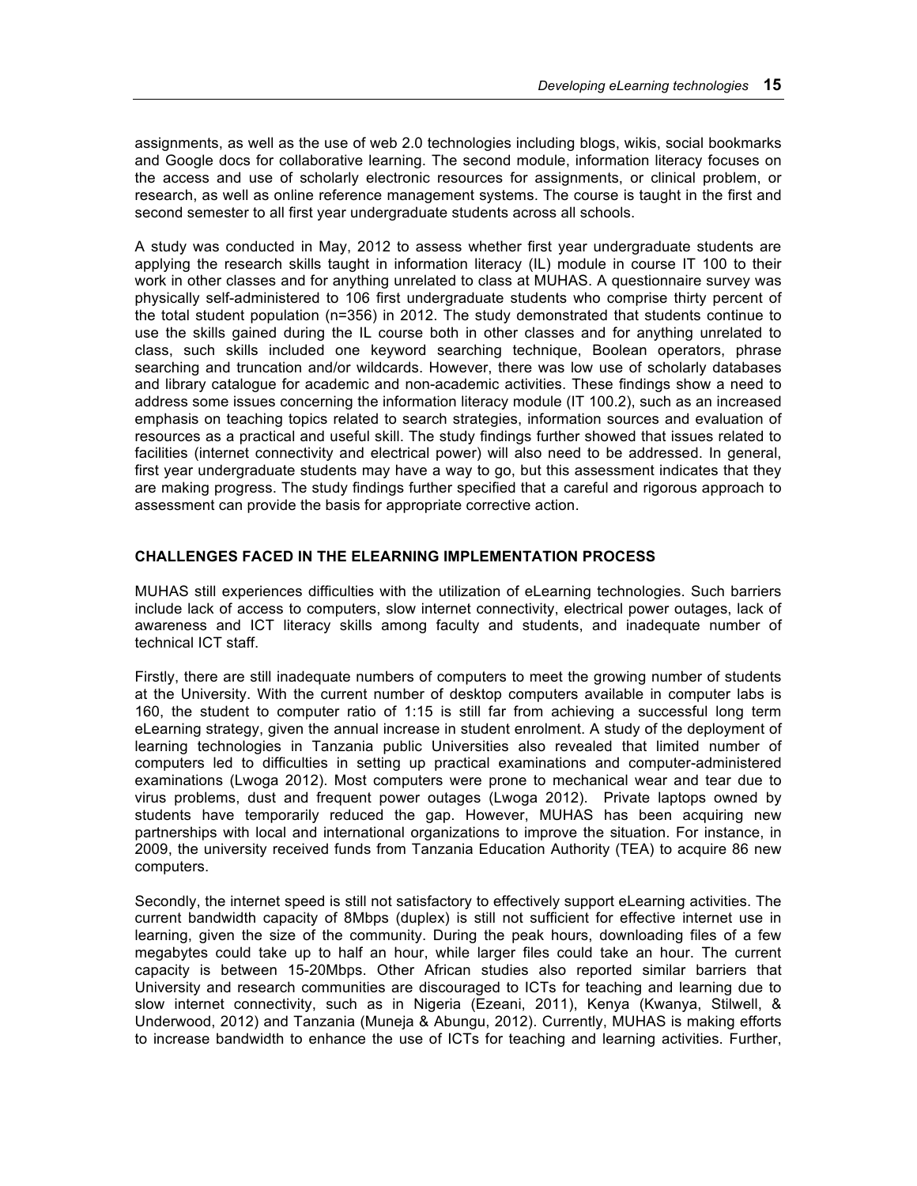assignments, as well as the use of web 2.0 technologies including blogs, wikis, social bookmarks and Google docs for collaborative learning. The second module, information literacy focuses on the access and use of scholarly electronic resources for assignments, or clinical problem, or research, as well as online reference management systems. The course is taught in the first and second semester to all first year undergraduate students across all schools.

A study was conducted in May, 2012 to assess whether first year undergraduate students are applying the research skills taught in information literacy (IL) module in course IT 100 to their work in other classes and for anything unrelated to class at MUHAS. A questionnaire survey was physically self-administered to 106 first undergraduate students who comprise thirty percent of the total student population (n=356) in 2012. The study demonstrated that students continue to use the skills gained during the IL course both in other classes and for anything unrelated to class, such skills included one keyword searching technique, Boolean operators, phrase searching and truncation and/or wildcards. However, there was low use of scholarly databases and library catalogue for academic and non-academic activities. These findings show a need to address some issues concerning the information literacy module (IT 100.2), such as an increased emphasis on teaching topics related to search strategies, information sources and evaluation of resources as a practical and useful skill. The study findings further showed that issues related to facilities (internet connectivity and electrical power) will also need to be addressed. In general, first year undergraduate students may have a way to go, but this assessment indicates that they are making progress. The study findings further specified that a careful and rigorous approach to assessment can provide the basis for appropriate corrective action.

## CHALLENGES FACED IN THE ELEARNING IMPLEMENTATION PROCESS

MUHAS still experiences difficulties with the utilization of eLearning technologies. Such barriers include lack of access to computers, slow internet connectivity, electrical power outages, lack of awareness and ICT literacy skills among faculty and students, and inadequate number of technical ICT staff.

Firstly, there are still inadequate numbers of computers to meet the growing number of students at the University. With the current number of desktop computers available in computer labs is 160, the student to computer ratio of 1:15 is still far from achieving a successful long term eLearning strategy, given the annual increase in student enrolment. A study of the deployment of learning technologies in Tanzania public Universities also revealed that limited number of computers led to difficulties in setting up practical examinations and computer-administered examinations (Lwoga 2012). Most computers were prone to mechanical wear and tear due to virus problems, dust and frequent power outages (Lwoga 2012). Private laptops owned by students have temporarily reduced the gap. However, MUHAS has been acquiring new partnerships with local and international organizations to improve the situation. For instance, in 2009, the university received funds from Tanzania Education Authority (TEA) to acquire 86 new computers.

Secondly, the internet speed is still not satisfactory to effectively support eLearning activities. The current bandwidth capacity of 8Mbps (duplex) is still not sufficient for effective internet use in learning, given the size of the community. During the peak hours, downloading files of a few megabytes could take up to half an hour, while larger files could take an hour. The current capacity is between 15-20Mbps. Other African studies also reported similar barriers that University and research communities are discouraged to ICTs for teaching and learning due to slow internet connectivity, such as in Nigeria (Ezeani, 2011), Kenya (Kwanya, Stilwell, & Underwood, 2012) and Tanzania (Muneja & Abungu, 2012). Currently, MUHAS is making efforts to increase bandwidth to enhance the use of ICTs for teaching and learning activities. Further,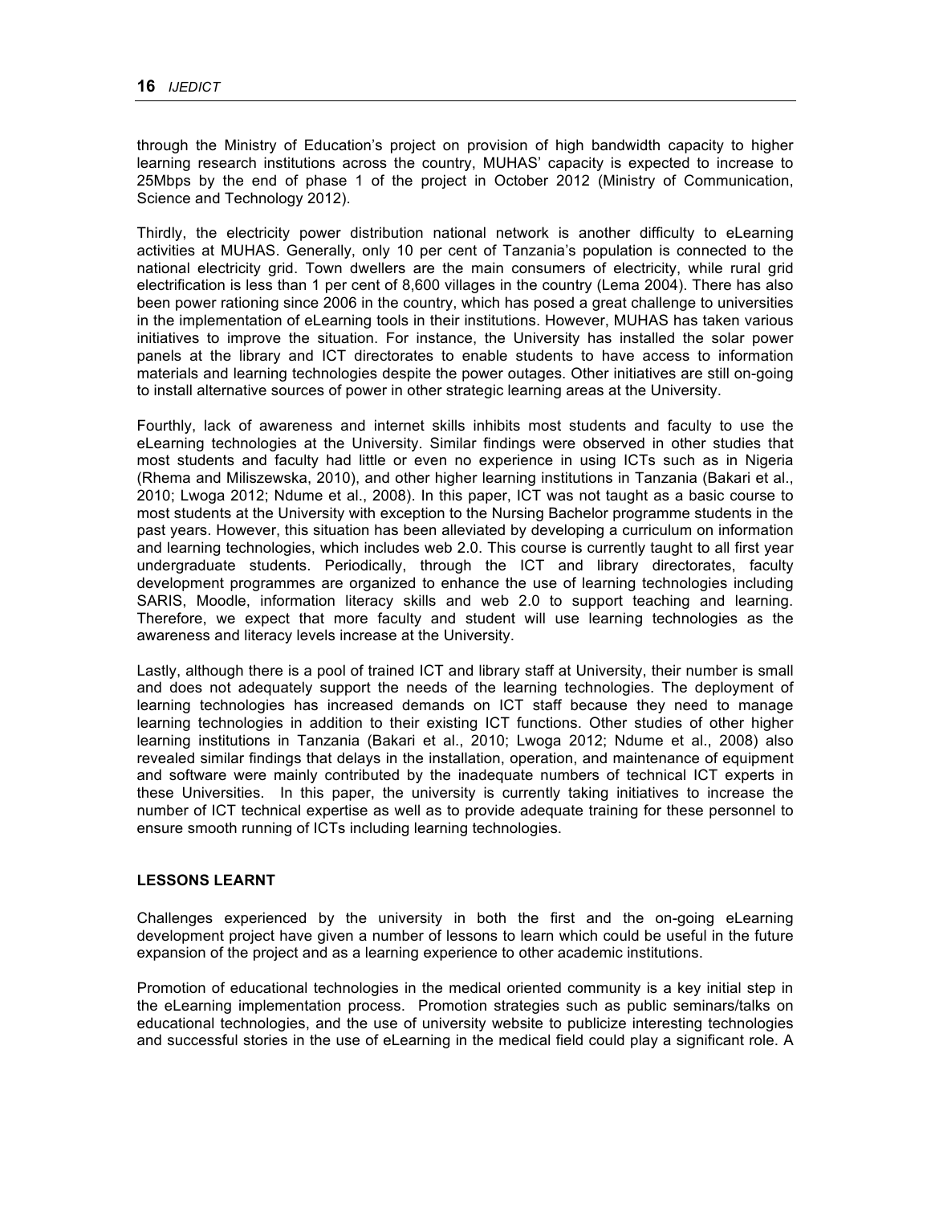through the Ministry of Education's project on provision of high bandwidth capacity to higher learning research institutions across the country, MUHAS' capacity is expected to increase to 25Mbps by the end of phase 1 of the project in October 2012 (Ministry of Communication, Science and Technology 2012).

Thirdly, the electricity power distribution national network is another difficulty to eLearning activities at MUHAS. Generally, only 10 per cent of Tanzania's population is connected to the national electricity grid. Town dwellers are the main consumers of electricity, while rural grid electrification is less than 1 per cent of 8,600 villages in the country (Lema 2004). There has also been power rationing since 2006 in the country, which has posed a great challenge to universities in the implementation of eLearning tools in their institutions. However, MUHAS has taken various initiatives to improve the situation. For instance, the University has installed the solar power panels at the library and ICT directorates to enable students to have access to information materials and learning technologies despite the power outages. Other initiatives are still on-going to install alternative sources of power in other strategic learning areas at the University.

Fourthly, lack of awareness and internet skills inhibits most students and faculty to use the eLearning technologies at the University. Similar findings were observed in other studies that most students and faculty had little or even no experience in using ICTs such as in Nigeria (Rhema and Miliszewska, 2010), and other higher learning institutions in Tanzania (Bakari et al., 2010; Lwoga 2012; Ndume et al., 2008). In this paper, ICT was not taught as a basic course to most students at the University with exception to the Nursing Bachelor programme students in the past years. However, this situation has been alleviated by developing a curriculum on information and learning technologies, which includes web 2.0. This course is currently taught to all first year undergraduate students. Periodically, through the ICT and library directorates, faculty development programmes are organized to enhance the use of learning technologies including SARIS, Moodle, information literacy skills and web 2.0 to support teaching and learning. Therefore, we expect that more faculty and student will use learning technologies as the awareness and literacy levels increase at the University.

Lastly, although there is a pool of trained ICT and library staff at University, their number is small and does not adequately support the needs of the learning technologies. The deployment of learning technologies has increased demands on ICT staff because they need to manage learning technologies in addition to their existing ICT functions. Other studies of other higher learning institutions in Tanzania (Bakari et al., 2010; Lwoga 2012; Ndume et al., 2008) also revealed similar findings that delays in the installation, operation, and maintenance of equipment and software were mainly contributed by the inadequate numbers of technical ICT experts in these Universities. In this paper, the university is currently taking initiatives to increase the number of ICT technical expertise as well as to provide adequate training for these personnel to ensure smooth running of ICTs including learning technologies.

## LESSONS LEARNT

Challenges experienced by the university in both the first and the on-going eLearning development project have given a number of lessons to learn which could be useful in the future expansion of the project and as a learning experience to other academic institutions.

Promotion of educational technologies in the medical oriented community is a key initial step in the eLearning implementation process. Promotion strategies such as public seminars/talks on educational technologies, and the use of university website to publicize interesting technologies and successful stories in the use of eLearning in the medical field could play a significant role. A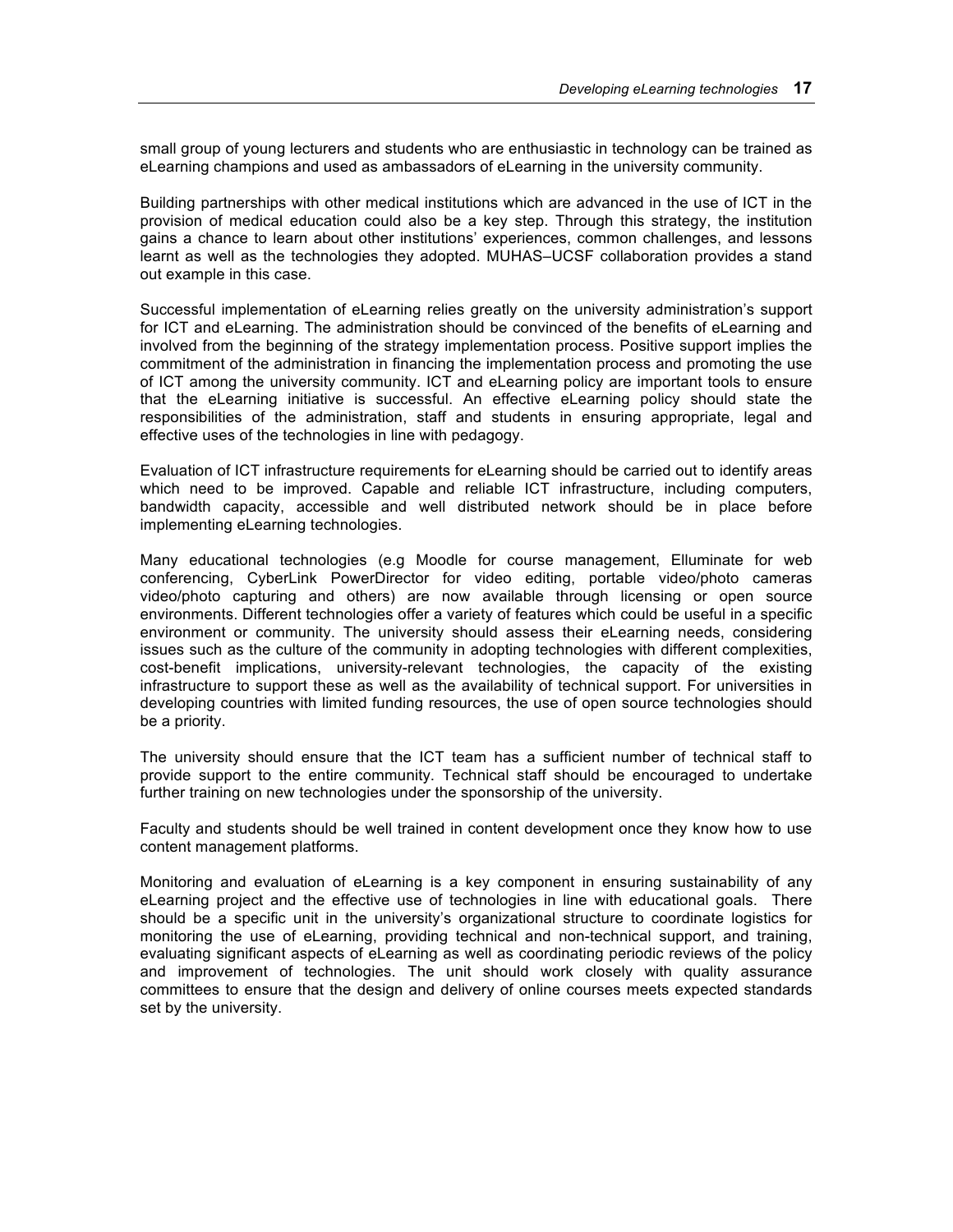small group of young lecturers and students who are enthusiastic in technology can be trained as eLearning champions and used as ambassadors of eLearning in the university community.

Building partnerships with other medical institutions which are advanced in the use of ICT in the provision of medical education could also be a key step. Through this strategy, the institution gains a chance to learn about other institutions' experiences, common challenges, and lessons learnt as well as the technologies they adopted. MUHAS–UCSF collaboration provides a stand out example in this case.

Successful implementation of eLearning relies greatly on the university administration's support for ICT and eLearning. The administration should be convinced of the benefits of eLearning and involved from the beginning of the strategy implementation process. Positive support implies the commitment of the administration in financing the implementation process and promoting the use of ICT among the university community. ICT and eLearning policy are important tools to ensure that the eLearning initiative is successful. An effective eLearning policy should state the responsibilities of the administration, staff and students in ensuring appropriate, legal and effective uses of the technologies in line with pedagogy.

Evaluation of ICT infrastructure requirements for eLearning should be carried out to identify areas which need to be improved. Capable and reliable ICT infrastructure, including computers, bandwidth capacity, accessible and well distributed network should be in place before implementing eLearning technologies.

Many educational technologies (e.g Moodle for course management, Elluminate for web conferencing, CyberLink PowerDirector for video editing, portable video/photo cameras video/photo capturing and others) are now available through licensing or open source environments. Different technologies offer a variety of features which could be useful in a specific environment or community. The university should assess their eLearning needs, considering issues such as the culture of the community in adopting technologies with different complexities, cost-benefit implications, university-relevant technologies, the capacity of the existing infrastructure to support these as well as the availability of technical support. For universities in developing countries with limited funding resources, the use of open source technologies should be a priority.

The university should ensure that the ICT team has a sufficient number of technical staff to provide support to the entire community. Technical staff should be encouraged to undertake further training on new technologies under the sponsorship of the university.

Faculty and students should be well trained in content development once they know how to use content management platforms.

Monitoring and evaluation of eLearning is a key component in ensuring sustainability of any eLearning project and the effective use of technologies in line with educational goals. There should be a specific unit in the university's organizational structure to coordinate logistics for monitoring the use of eLearning, providing technical and non-technical support, and training, evaluating significant aspects of eLearning as well as coordinating periodic reviews of the policy and improvement of technologies. The unit should work closely with quality assurance committees to ensure that the design and delivery of online courses meets expected standards set by the university.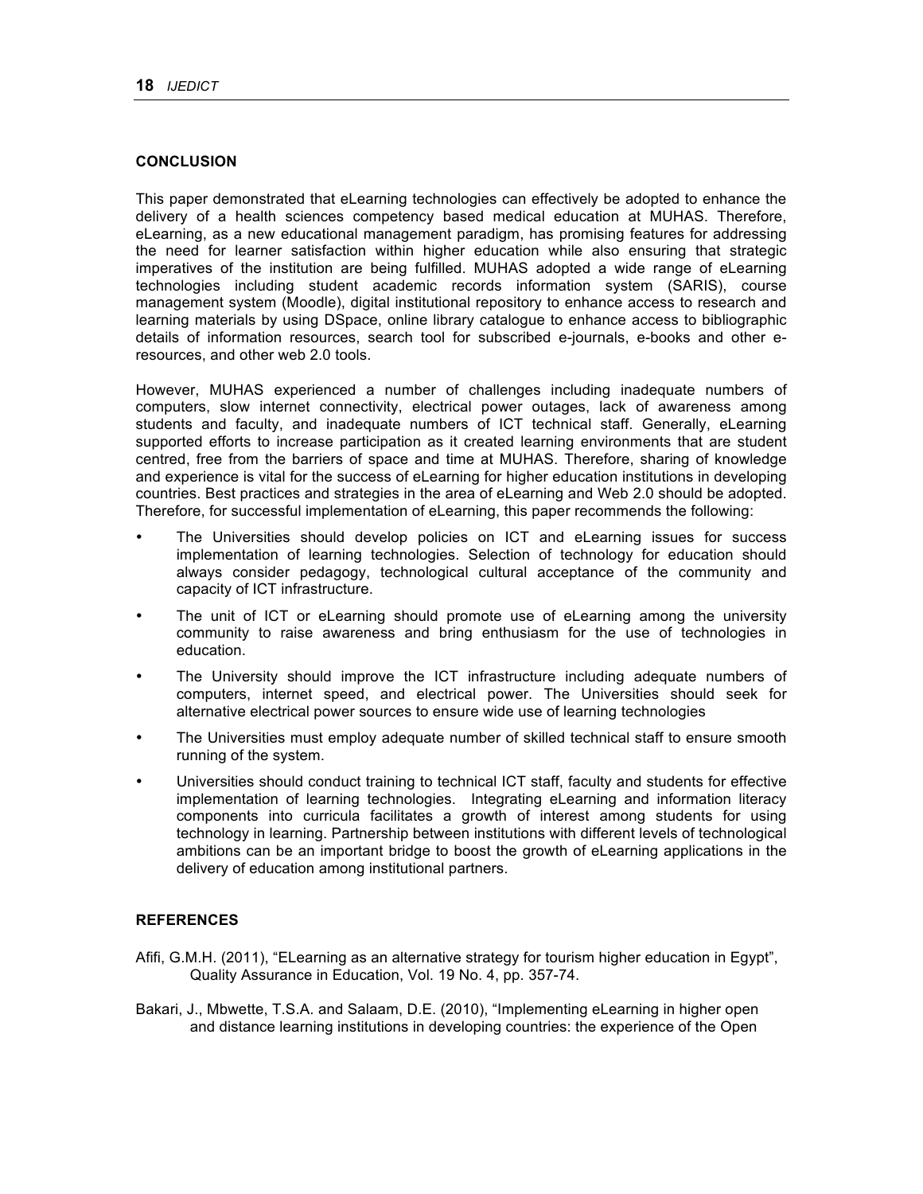## CONCLUSION

This paper demonstrated that eLearning technologies can effectively be adopted to enhance the delivery of a health sciences competency based medical education at MUHAS. Therefore, eLearning, as a new educational management paradigm, has promising features for addressing the need for learner satisfaction within higher education while also ensuring that strategic imperatives of the institution are being fulfilled. MUHAS adopted a wide range of eLearning technologies including student academic records information system (SARIS), course management system (Moodle), digital institutional repository to enhance access to research and learning materials by using DSpace, online library catalogue to enhance access to bibliographic details of information resources, search tool for subscribed e-journals, e-books and other e-resources, and other web 2.0 tools.

However, MUHAS experienced a number of challenges including inadequate numbers of computers, slow internet connectivity, electrical power outages, lack of awareness among students and faculty, and inadequate numbers of ICT technical staff. Generally, eLearning supported efforts to increase participation as it created learning environments that are student centred, free from the barriers of space and time at MUHAS. Therefore, sharing of knowledge and experience is vital for the success of eLearning for higher education institutions in developing countries. Best practices and strategies in the area of eLearning and Web 2.0 should be adopted. Therefore, for successful implementation of eLearning, this paper recommends the following:

- The Universities should develop policies on ICT and eLearning issues for success implementation of learning technologies. Selection of technology for education should always consider pedagogy, technological cultural acceptance of the community and capacity of ICT infrastructure.
- The unit of ICT or eLearning should promote use of eLearning among the university community to raise awareness and bring enthusiasm for the use of technologies in education.
- The University should improve the ICT infrastructure including adequate numbers of computers, internet speed, and electrical power. The Universities should seek for alternative electrical power sources to ensure wide use of learning technologies
- The Universities must employ adequate number of skilled technical staff to ensure smooth running of the system.
- Universities should conduct training to technical ICT staff, faculty and students for effective implementation of learning technologies. Integrating eLearning and information literacy components into curricula facilitates a growth of interest among students for using technology in learning. Partnership between institutions with different levels of technological ambitions can be an important bridge to boost the growth of eLearning applications in the delivery of education among institutional partners.

## REFERENCES

Afifi, G.M.H. (2011), "ELearning as an alternative strategy for tourism higher education in Egypt", Quality Assurance in Education, Vol. 19 No. 4, pp. 357-74.

Bakari, J., Mbwette, T.S.A. and Salaam, D.E. (2010), "Implementing eLearning in higher open and distance learning institutions in developing countries: the experience of the Open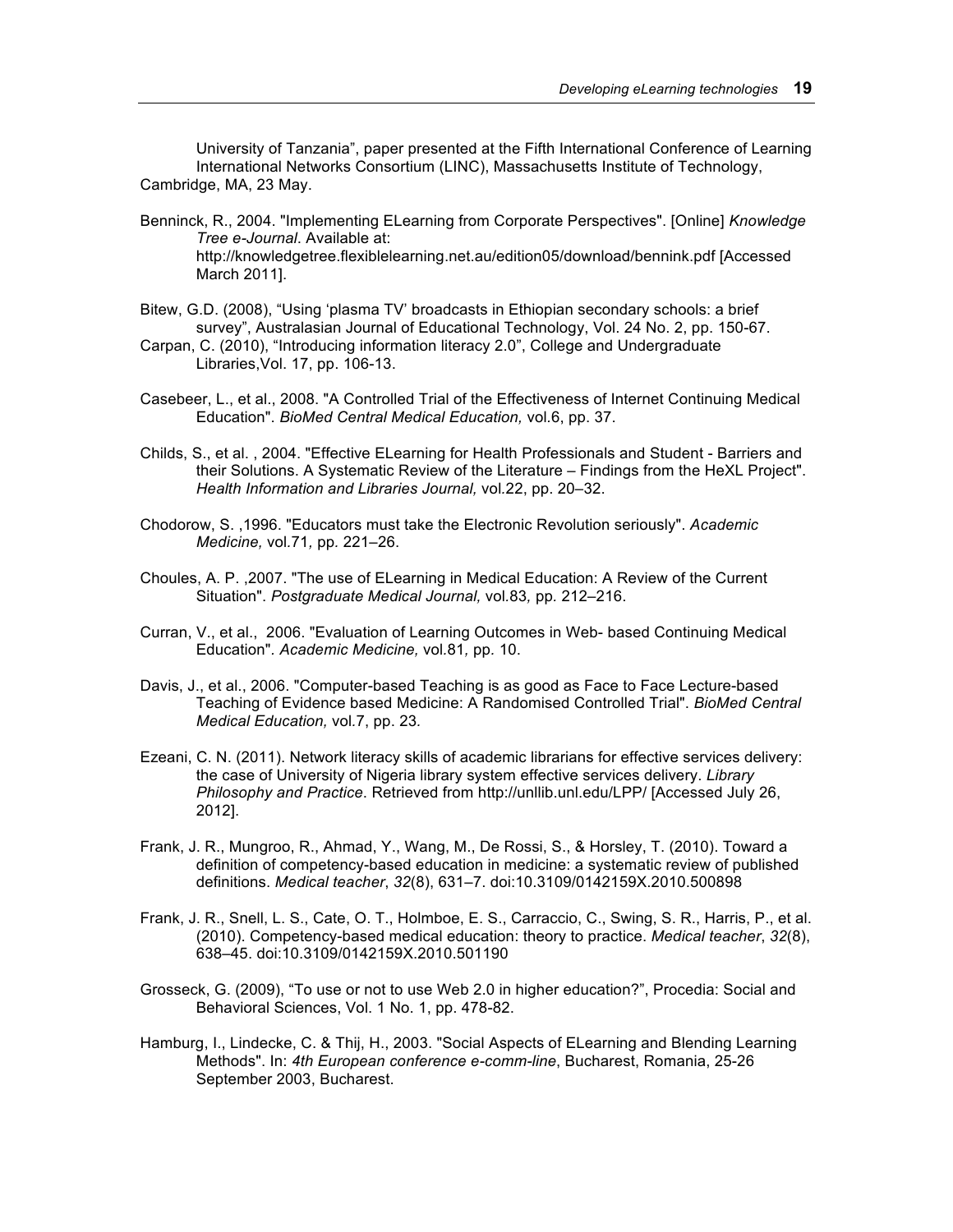University of Tanzania", paper presented at the Fifth International Conference of Learning International Networks Consortium (LINC), Massachusetts Institute of Technology, Cambridge, MA, 23 May.

Benninck, R., 2004. "Implementing ELearning from Corporate Perspectives". [Online] *Knowledge Tree e-Journal*. Available at: http://knowledgetree.flexiblelearning.net.au/edition05/download/bennink.pdf [Accessed March 2011].

Bitew, G.D. (2008), "Using 'plasma TV' broadcasts in Ethiopian secondary schools: a brief survey", Australasian Journal of Educational Technology, Vol. 24 No. 2, pp. 150-67.

Carpan, C. (2010), "Introducing information literacy 2.0", College and Undergraduate Libraries,Vol. 17, pp. 106-13.

Casebeer, L., et al., 2008. "A Controlled Trial of the Effectiveness of Internet Continuing Medical Education". *BioMed Central Medical Education,* vol.6, pp. 37.

Childs, S., et al. , 2004. "Effective ELearning for Health Professionals and Student - Barriers and their Solutions. A Systematic Review of the Literature – Findings from the HeXL Project". *Health Information and Libraries Journal,* vol.22, pp. 20–32.

Chodorow, S. ,1996. "Educators must take the Electronic Revolution seriously". *Academic Medicine,* vol.71*,* pp*.* 221–26.

Choules, A. P. ,2007. "The use of ELearning in Medical Education: A Review of the Current Situation". *Postgraduate Medical Journal,* vol.83*,* pp*.* 212–216.

Curran, V., et al., 2006. "Evaluation of Learning Outcomes in Web- based Continuing Medical Education". *Academic Medicine,* vol.81*,* pp. 10.

Davis, J., et al., 2006. "Computer-based Teaching is as good as Face to Face Lecture-based Teaching of Evidence based Medicine: A Randomised Controlled Trial". *BioMed Central Medical Education,* vol.7, pp. 23.

Ezeani, C. N. (2011). Network literacy skills of academic librarians for effective services delivery: the case of University of Nigeria library system effective services delivery. *Library Philosophy and Practice*. Retrieved from http://unllib.unl.edu/LPP/ [Accessed July 26, 2012].

Frank, J. R., Mungroo, R., Ahmad, Y., Wang, M., De Rossi, S., & Horsley, T. (2010). Toward a definition of competency-based education in medicine: a systematic review of published definitions. *Medical teacher*, *32*(8), 631–7. doi:10.3109/0142159X.2010.500898

Frank, J. R., Snell, L. S., Cate, O. T., Holmboe, E. S., Carraccio, C., Swing, S. R., Harris, P., et al. (2010). Competency-based medical education: theory to practice. *Medical teacher*, *32*(8), 638–45. doi:10.3109/0142159X.2010.501190

Grosseck, G. (2009), "To use or not to use Web 2.0 in higher education?", Procedia: Social and Behavioral Sciences, Vol. 1 No. 1, pp. 478-82.

Hamburg, I., Lindecke, C. & Thij, H., 2003. "Social Aspects of ELearning and Blending Learning Methods". In: *4th European conference e-comm-line*, Bucharest, Romania, 25-26 September 2003, Bucharest.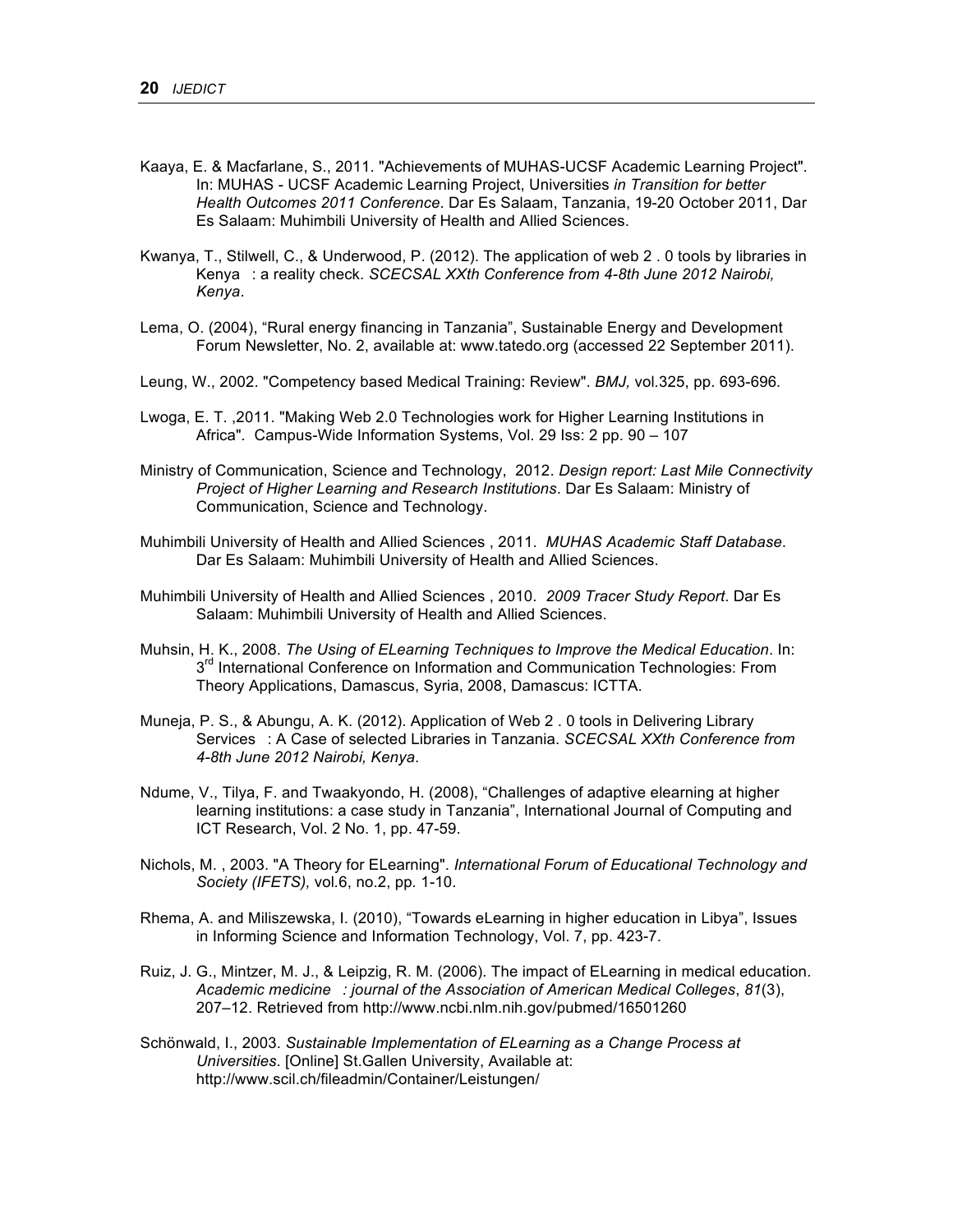Kaaya, E. & Macfarlane, S., 2011. "Achievements of MUHAS-UCSF Academic Learning Project". In: MUHAS - UCSF Academic Learning Project, Universities *in Transition for better Health Outcomes 2011 Conference*. Dar Es Salaam, Tanzania, 19-20 October 2011, Dar Es Salaam: Muhimbili University of Health and Allied Sciences.

Kwanya, T., Stilwell, C., & Underwood, P. (2012). The application of web 2 . 0 tools by libraries in Kenya : a reality check. *SCECSAL XXth Conference from 4-8th June 2012 Nairobi, Kenya*.

Lema, O. (2004), "Rural energy financing in Tanzania", Sustainable Energy and Development Forum Newsletter, No. 2, available at: www.tatedo.org (accessed 22 September 2011).

Leung, W., 2002. "Competency based Medical Training: Review". *BMJ,* vol.325, pp. 693-696.

Lwoga, E. T. ,2011. "Making Web 2.0 Technologies work for Higher Learning Institutions in Africa". Campus-Wide Information Systems, Vol. 29 Iss: 2 pp. 90 – 107

Ministry of Communication, Science and Technology, 2012. *Design report: Last Mile Connectivity Project of Higher Learning and Research Institutions*. Dar Es Salaam: Ministry of Communication, Science and Technology.

Muhimbili University of Health and Allied Sciences , 2011. *MUHAS Academic Staff Database*. Dar Es Salaam: Muhimbili University of Health and Allied Sciences.

Muhimbili University of Health and Allied Sciences , 2010. *2009 Tracer Study Report*. Dar Es Salaam: Muhimbili University of Health and Allied Sciences.

Muhsin, H. K., 2008. *The Using of ELearning Techniques to Improve the Medical Education*. In: 3rd International Conference on Information and Communication Technologies: From Theory Applications, Damascus, Syria, 2008, Damascus: ICTTA.

Muneja, P. S., & Abungu, A. K. (2012). Application of Web 2 . 0 tools in Delivering Library Services : A Case of selected Libraries in Tanzania. *SCECSAL XXth Conference from 4-8th June 2012 Nairobi, Kenya*.

Ndume, V., Tilya, F. and Twaakyondo, H. (2008), "Challenges of adaptive elearning at higher learning institutions: a case study in Tanzania", International Journal of Computing and ICT Research, Vol. 2 No. 1, pp. 47-59.

Nichols, M. , 2003. "A Theory for ELearning". *International Forum of Educational Technology and Society (IFETS),* vol.6, no.2, pp. 1-10.

Rhema, A. and Miliszewska, I. (2010), "Towards eLearning in higher education in Libya", Issues in Informing Science and Information Technology, Vol. 7, pp. 423-7.

Ruiz, J. G., Mintzer, M. J., & Leipzig, R. M. (2006). The impact of ELearning in medical education. *Academic medicine : journal of the Association of American Medical Colleges*, *81*(3), 207–12. Retrieved from http://www.ncbi.nlm.nih.gov/pubmed/16501260

Schönwald, I., 2003. *Sustainable Implementation of ELearning as a Change Process at Universities*. [Online] St.Gallen University, Available at: http://www.scil.ch/fileadmin/Container/Leistungen/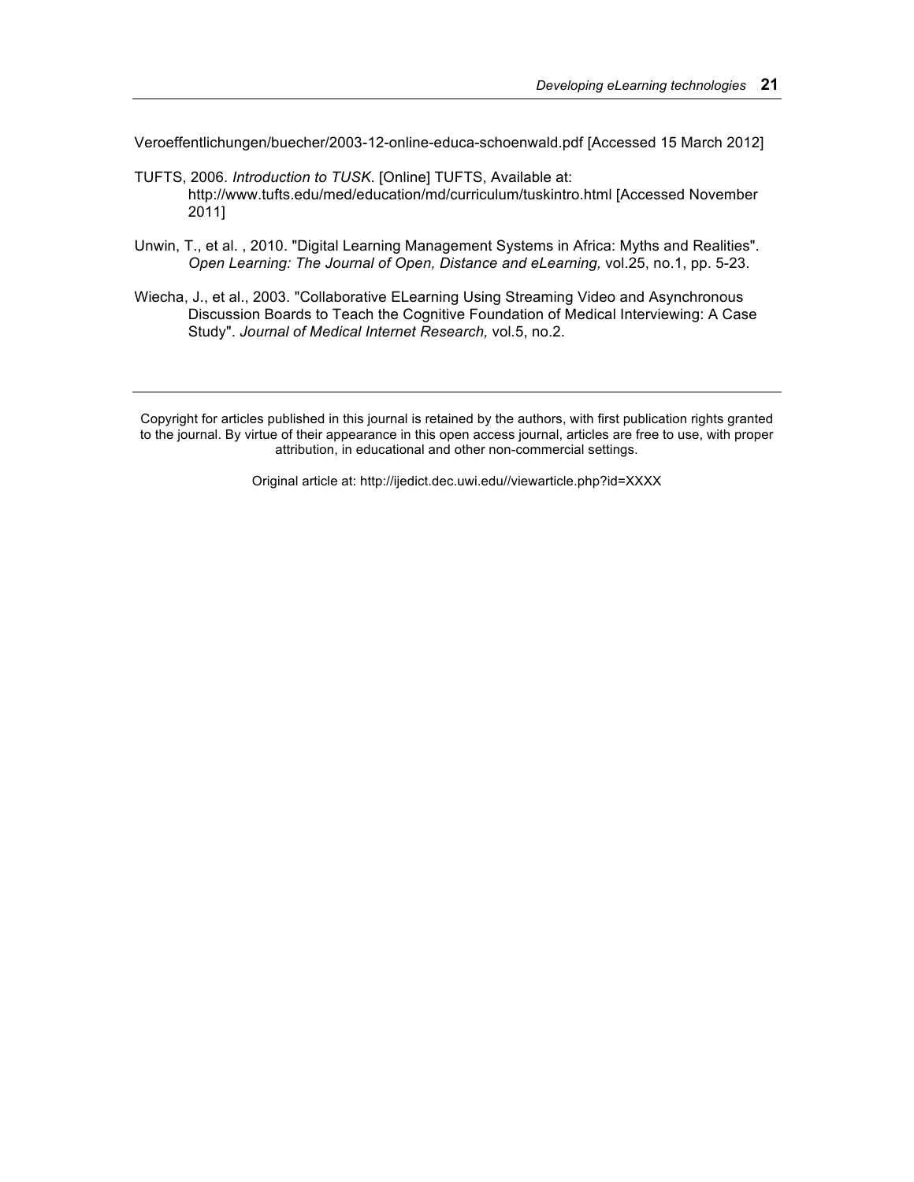Veroeffentlichungen/buecher/2003-12-online-educa-schoenwald.pdf [Accessed 15 March 2012]

TUFTS, 2006. *Introduction to TUSK*. [Online] TUFTS, Available at: http://www.tufts.edu/med/education/md/curriculum/tuskintro.html [Accessed November 2011]

Unwin, T., et al. , 2010. "Digital Learning Management Systems in Africa: Myths and Realities". *Open Learning: The Journal of Open, Distance and eLearning,* vol.25, no.1, pp. 5-23.

Wiecha, J., et al., 2003. "Collaborative ELearning Using Streaming Video and Asynchronous Discussion Boards to Teach the Cognitive Foundation of Medical Interviewing: A Case Study". *Journal of Medical Internet Research,* vol.5, no.2.

---

Copyright for articles published in this journal is retained by the authors, with first publication rights granted to the journal. By virtue of their appearance in this open access journal, articles are free to use, with proper attribution, in educational and other non-commercial settings.

Original article at: http://ijedict.dec.uwi.edu//viewarticle.php?id=XXXX